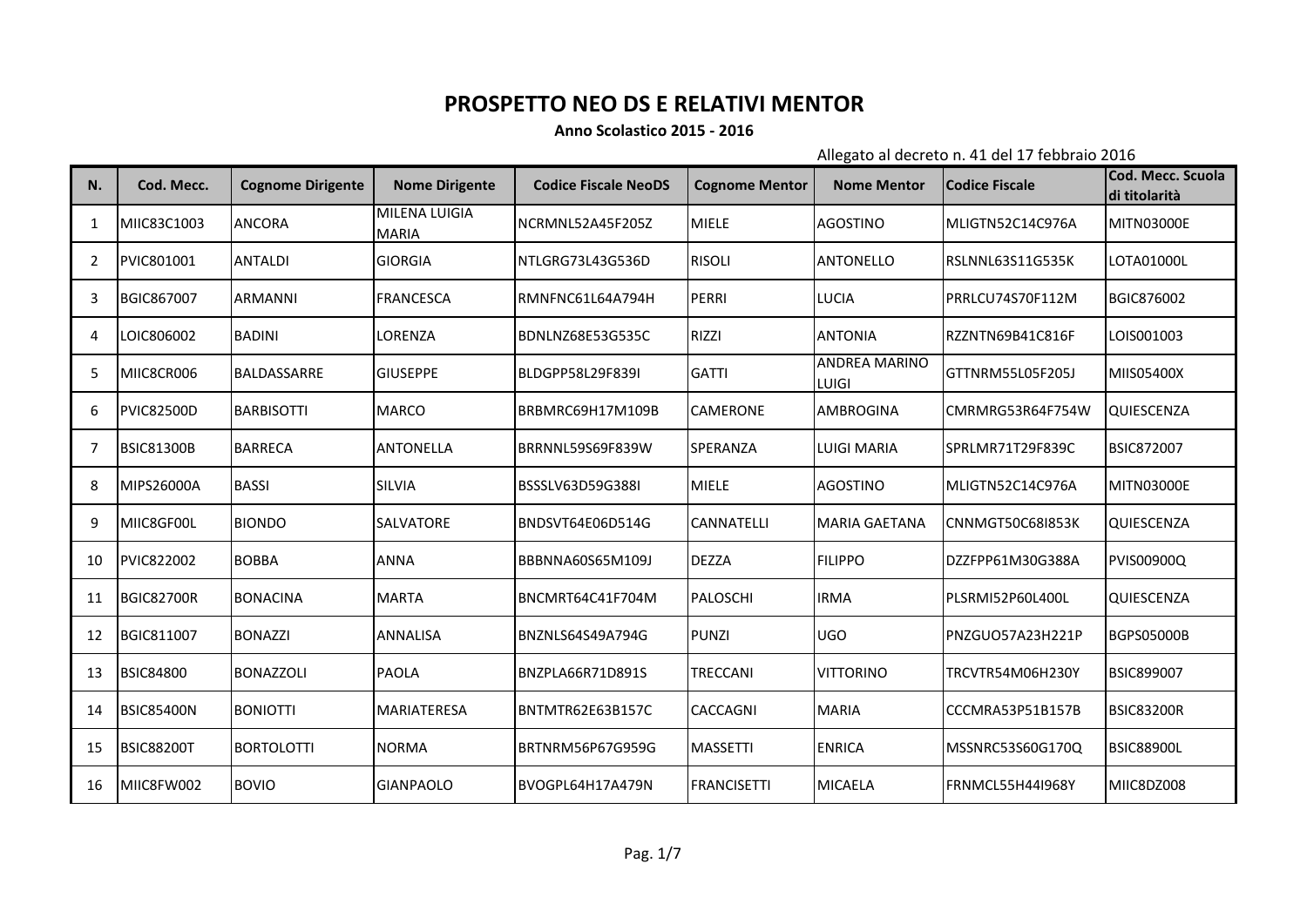# PROSPETTO NEO DS E RELATIVI MENTOR

**Anno Scolastico 2015 - 2016**

Allegato al decreto n. 41 del 17 febbraio 2016

| N. | Cod. Mecc. | Cognome Dirigente | Nome Dirigente | Codice Fiscale NeoDS | Cognome Mentor | Nome Mentor | Codice Fiscale | Cod. Mecc. Scuola di titolarità |
|---|---|---|---|---|---|---|---|---|
| 1 | MIIC83C1003 | ANCORA | MILENA LUIGIA MARIA | NCRMNL52A45F205Z | MIELE | AGOSTINO | MLIGTN52C14C976A | MITN03000E |
| 2 | PVIC801001 | ANTALDI | GIORGIA | NTLGRG73L43G536D | RISOLI | ANTONELLO | RSLNNL63S11G535K | LOTA01000L |
| 3 | BGIC867007 | ARMANNI | FRANCESCA | RMNFNC61L64A794H | PERRI | LUCIA | PRRLCU74S70F112M | BGIC876002 |
| 4 | LOIC806002 | BADINI | LORENZA | BDNLNZ68E53G535C | RIZZI | ANTONIA | RZZNTN69B41C816F | LOIS001003 |
| 5 | MIIC8CR006 | BALDASSARRE | GIUSEPPE | BLDGPP58L29F839I | GATTI | ANDREA MARINO LUIGI | GTTNRM55L05F205J | MIIS05400X |
| 6 | PVIC82500D | BARBISOTTI | MARCO | BRBMRC69H17M109B | CAMERONE | AMBROGINA | CMRMRG53R64F754W | QUIESCENZA |
| 7 | BSIC81300B | BARRECA | ANTONELLA | BRRNNL59S69F839W | SPERANZA | LUIGI MARIA | SPRLMR71T29F839C | BSIC872007 |
| 8 | MIPS26000A | BASSI | SILVIA | BSSSLV63D59G388I | MIELE | AGOSTINO | MLIGTN52C14C976A | MITN03000E |
| 9 | MIIC8GF00L | BIONDO | SALVATORE | BNDSVT64E06D514G | CANNATELLI | MARIA GAETANA | CNNMGT50C68I853K | QUIESCENZA |
| 10 | PVIC822002 | BOBBA | ANNA | BBBNNA60S65M109J | DEZZA | FILIPPO | DZZFPP61M30G388A | PVIS00900Q |
| 11 | BGIC82700R | BONACINA | MARTA | BNCMRT64C41F704M | PALOSCHI | IRMA | PLSRMI52P60L400L | QUIESCENZA |
| 12 | BGIC811007 | BONAZZI | ANNALISA | BNZNLS64S49A794G | PUNZI | UGO | PNZGUO57A23H221P | BGPS05000B |
| 13 | BSIC84800 | BONAZZOLI | PAOLA | BNZPLA66R71D891S | TRECCANI | VITTORINO | TRCVTR54M06H230Y | BSIC899007 |
| 14 | BSIC85400N | BONIOTTI | MARIATERESA | BNTMTR62E63B157C | CACCAGNI | MARIA | CCCMRA53P51B157B | BSIC83200R |
| 15 | BSIC88200T | BORTOLOTTI | NORMA | BRTNRM56P67G959G | MASSETTI | ENRICA | MSSNRC53S60G170Q | BSIC88900L |
| 16 | MIIC8FW002 | BOVIO | GIANPAOLO | BVOGPL64H17A479N | FRANCISETTI | MICAELA | FRNMCL55H44I968Y | MIIC8DZ008 |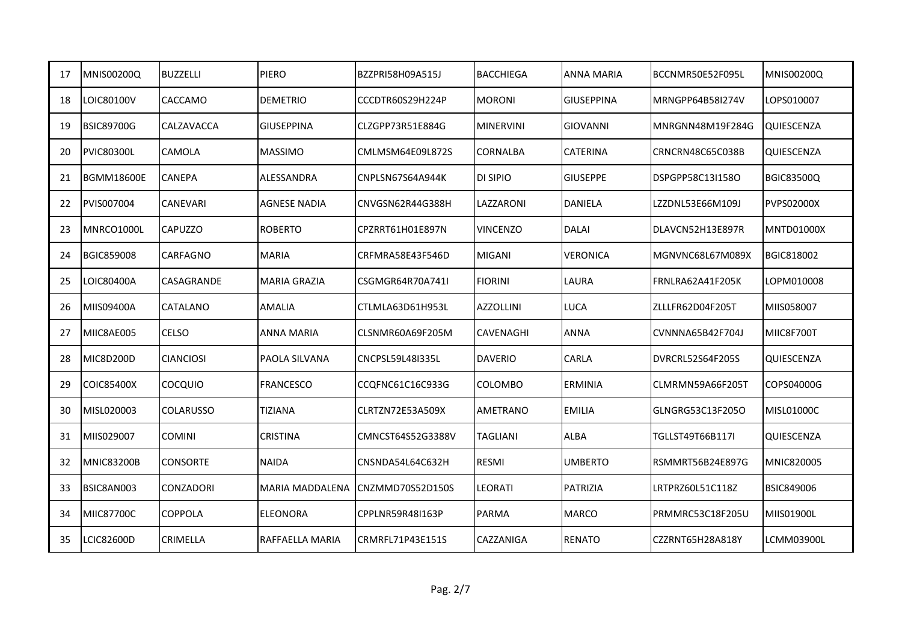| | | | | | | | | |
|---|---|---|---|---|---|---|---|---|
| 17 | MNIS00200Q | BUZZELLI | PIERO | BZZPRI58H09A515J | BACCHIEGA | ANNA MARIA | BCCNMR50E52F095L | MNIS00200Q |
| 18 | LOIC80100V | CACCAMO | DEMETRIO | CCCDTR60S29H224P | MORONI | GIUSEPPINA | MRNGPP64B58I274V | LOPS010007 |
| 19 | BSIC89700G | CALZAVACCA | GIUSEPPINA | CLZGPP73R51E884G | MINERVINI | GIOVANNI | MNRGNN48M19F284G | QUIESCENZA |
| 20 | PVIC80300L | CAMOLA | MASSIMO | CMLMSM64E09L872S | CORNALBA | CATERINA | CRNCRN48C65C038B | QUIESCENZA |
| 21 | BGMM18600E | CANEPA | ALESSANDRA | CNPLSN67S64A944K | DI SIPIO | GIUSEPPE | DSPGPP58C13I158O | BGIC83500Q |
| 22 | PVIS007004 | CANEVARI | AGNESE NADIA | CNVGSN62R44G388H | LAZZARONI | DANIELA | LZZDNL53E66M109J | PVPS02000X |
| 23 | MNRCO1000L | CAPUZZO | ROBERTO | CPZRRT61H01E897N | VINCENZO | DALAI | DLAVCN52H13E897R | MNTD01000X |
| 24 | BGIC859008 | CARFAGNO | MARIA | CRFMRA58E43F546D | MIGANI | VERONICA | MGNVNC68L67M089X | BGIC818002 |
| 25 | LOIC80400A | CASAGRANDE | MARIA GRAZIA | CSGMGR64R70A741I | FIORINI | LAURA | FRNLRA62A41F205K | LOPM010008 |
| 26 | MIIS09400A | CATALANO | AMALIA | CTLMLA63D61H953L | AZZOLLINI | LUCA | ZLLLFR62D04F205T | MIIS058007 |
| 27 | MIIC8AE005 | CELSO | ANNA MARIA | CLSNMR60A69F205M | CAVENAGHI | ANNA | CVNNNA65B42F704J | MIIC8F700T |
| 28 | MIC8D200D | CIANCIOSI | PAOLA SILVANA | CNCPSL59L48I335L | DAVERIO | CARLA | DVRCRL52S64F205S | QUIESCENZA |
| 29 | COIC85400X | COCQUIO | FRANCESCO | CCQFNC61C16C933G | COLOMBO | ERMINIA | CLMRMN59A66F205T | COPS04000G |
| 30 | MISL020003 | COLARUSSO | TIZIANA | CLRTZN72E53A509X | AMETRANO | EMILIA | GLNGRG53C13F205O | MISL01000C |
| 31 | MIIS029007 | COMINI | CRISTINA | CMNCST64S52G3388V | TAGLIANI | ALBA | TGLLST49T66B117I | QUIESCENZA |
| 32 | MNIC83200B | CONSORTE | NAIDA | CNSNDA54L64C632H | RESMI | UMBERTO | RSMMRT56B24E897G | MNIC820005 |
| 33 | BSIC8AN003 | CONZADORI | MARIA MADDALENA | CNZMMD70S52D150S | LEORATI | PATRIZIA | LRTPRZ60L51C118Z | BSIC849006 |
| 34 | MIIC87700C | COPPOLA | ELEONORA | CPPLNR59R48I163P | PARMA | MARCO | PRMMRC53C18F205U | MIIS01900L |
| 35 | LCIC82600D | CRIMELLA | RAFFAELLA MARIA | CRMRFL71P43E151S | CAZZANIGA | RENATO | CZZRNT65H28A818Y | LCMM03900L |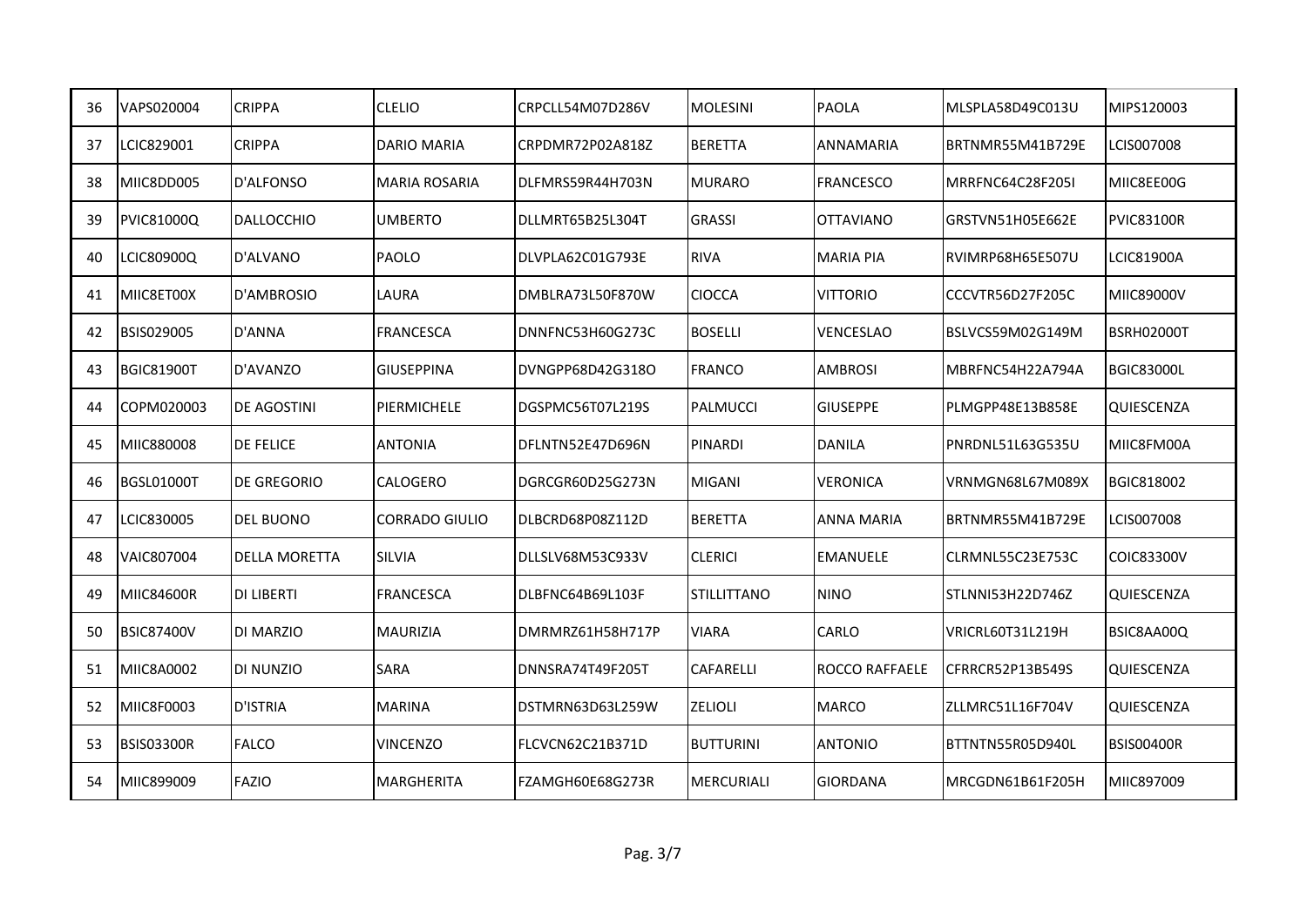| | | | | | | | | |
|---|---|---|---|---|---|---|---|---|
| 36 | VAPS020004 | CRIPPA | CLELIO | CRPCLL54M07D286V | MOLESINI | PAOLA | MLSPLA58D49C013U | MIPS120003 |
| 37 | LCIC829001 | CRIPPA | DARIO MARIA | CRPDMR72P02A818Z | BERETTA | ANNAMARIA | BRTNMR55M41B729E | LCIS007008 |
| 38 | MIIC8DD005 | D'ALFONSO | MARIA ROSARIA | DLFMRS59R44H703N | MURARO | FRANCESCO | MRRFNC64C28F205I | MIIC8EE00G |
| 39 | PVIC81000Q | DALLOCCHIO | UMBERTO | DLLMRT65B25L304T | GRASSI | OTTAVIANO | GRSTVN51H05E662E | PVIC83100R |
| 40 | LCIC80900Q | D'ALVANO | PAOLO | DLVPLA62C01G793E | RIVA | MARIA PIA | RVIMRP68H65E507U | LCIC81900A |
| 41 | MIIC8ET00X | D'AMBROSIO | LAURA | DMBLRA73L50F870W | CIOCCA | VITTORIO | CCCVTR56D27F205C | MIIC89000V |
| 42 | BSIS029005 | D'ANNA | FRANCESCA | DNNFNC53H60G273C | BOSELLI | VENCESLAO | BSLVCS59M02G149M | BSRH02000T |
| 43 | BGIC81900T | D'AVANZO | GIUSEPPINA | DVNGPP68D42G318O | FRANCO | AMBROSI | MBRFNC54H22A794A | BGIC83000L |
| 44 | COPM020003 | DE AGOSTINI | PIERMICHELE | DGSPMC56T07L219S | PALMUCCI | GIUSEPPE | PLMGPP48E13B858E | QUIESCENZA |
| 45 | MIIC880008 | DE FELICE | ANTONIA | DFLNTN52E47D696N | PINARDI | DANILA | PNRDNL51L63G535U | MIIC8FM00A |
| 46 | BGSL01000T | DE GREGORIO | CALOGERO | DGRCGR60D25G273N | MIGANI | VERONICA | VRNMGN68L67M089X | BGIC818002 |
| 47 | LCIC830005 | DEL BUONO | CORRADO GIULIO | DLBCRD68P08Z112D | BERETTA | ANNA MARIA | BRTNMR55M41B729E | LCIS007008 |
| 48 | VAIC807004 | DELLA MORETTA | SILVIA | DLLSLV68M53C933V | CLERICI | EMANUELE | CLRMNL55C23E753C | COIC83300V |
| 49 | MIIC84600R | DI LIBERTI | FRANCESCA | DLBFNC64B69L103F | STILLITTANO | NINO | STLNNI53H22D746Z | QUIESCENZA |
| 50 | BSIC87400V | DI MARZIO | MAURIZIA | DMRMRZ61H58H717P | VIARA | CARLO | VRICRL60T31L219H | BSIC8AA00Q |
| 51 | MIIC8A0002 | DI NUNZIO | SARA | DNNSRA74T49F205T | CAFARELLI | ROCCO RAFFAELE | CFRRCR52P13B549S | QUIESCENZA |
| 52 | MIIC8F0003 | D'ISTRIA | MARINA | DSTMRN63D63L259W | ZELIOLI | MARCO | ZLLMRC51L16F704V | QUIESCENZA |
| 53 | BSIS03300R | FALCO | VINCENZO | FLCVCN62C21B371D | BUTTURINI | ANTONIO | BTTNTN55R05D940L | BSIS00400R |
| 54 | MIIC899009 | FAZIO | MARGHERITA | FZAMGH60E68G273R | MERCURIALI | GIORDANA | MRCGDN61B61F205H | MIIC897009 |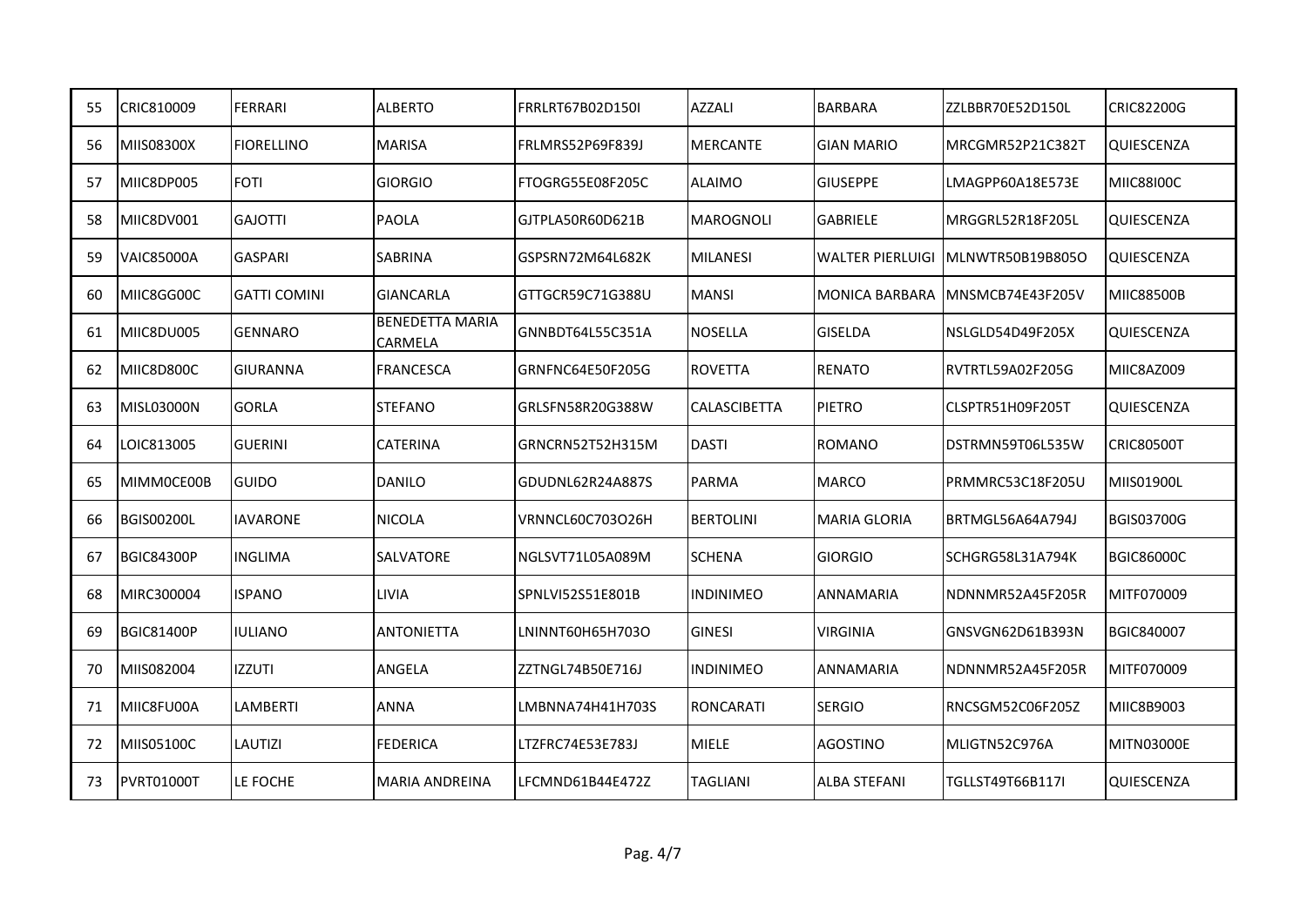| | | | | | | | | |
|---|---|---|---|---|---|---|---|---|
| 55 | CRIC810009 | FERRARI | ALBERTO | FRRLRT67B02D150I | AZZALI | BARBARA | ZZLBBR70E52D150L | CRIC82200G |
| 56 | MIIS08300X | FIORELLINO | MARISA | FRLMRS52P69F839J | MERCANTE | GIAN MARIO | MRCGMR52P21C382T | QUIESCENZA |
| 57 | MIIC8DP005 | FOTI | GIORGIO | FTOGRG55E08F205C | ALAIMO | GIUSEPPE | LMAGPP60A18E573E | MIIC88I00C |
| 58 | MIIC8DV001 | GAJOTTI | PAOLA | GJTPLA50R60D621B | MAROGNOLI | GABRIELE | MRGGRL52R18F205L | QUIESCENZA |
| 59 | VAIC85000A | GASPARI | SABRINA | GSPSRN72M64L682K | MILANESI | WALTER PIERLUIGI | MLNWTR50B19B805O | QUIESCENZA |
| 60 | MIIC8GG00C | GATTI COMINI | GIANCARLA | GTTGCR59C71G388U | MANSI | MONICA BARBARA | MNSMCB74E43F205V | MIIC88500B |
| 61 | MIIC8DU005 | GENNARO | BENEDETTA MARIA CARMELA | GNNBDT64L55C351A | NOSELLA | GISELDA | NSLGLD54D49F205X | QUIESCENZA |
| 62 | MIIC8D800C | GIURANNA | FRANCESCA | GRNFNC64E50F205G | ROVETTA | RENATO | RVTRTL59A02F205G | MIIC8AZ009 |
| 63 | MISL03000N | GORLA | STEFANO | GRLSFN58R20G388W | CALASCIBETTA | PIETRO | CLSPTR51H09F205T | QUIESCENZA |
| 64 | LOIC813005 | GUERINI | CATERINA | GRNCRN52T52H315M | DASTI | ROMANO | DSTRMN59T06L535W | CRIC80500T |
| 65 | MIMM0CE00B | GUIDO | DANILO | GDUDNL62R24A887S | PARMA | MARCO | PRMMRC53C18F205U | MIIS01900L |
| 66 | BGIS00200L | IAVARONE | NICOLA | VRNNCL60C703O26H | BERTOLINI | MARIA GLORIA | BRTMGL56A64A794J | BGIS03700G |
| 67 | BGIC84300P | INGLIMA | SALVATORE | NGLSVT71L05A089M | SCHENA | GIORGIO | SCHGRG58L31A794K | BGIC86000C |
| 68 | MIRC300004 | ISPANO | LIVIA | SPNLVI52S51E801B | INDINIMEO | ANNAMARIA | NDNNMR52A45F205R | MITF070009 |
| 69 | BGIC81400P | IULIANO | ANTONIETTA | LNINNT60H65H703O | GINESI | VIRGINIA | GNSVGN62D61B393N | BGIC840007 |
| 70 | MIIS082004 | IZZUTI | ANGELA | ZZTNGL74B50E716J | INDINIMEO | ANNAMARIA | NDNNMR52A45F205R | MITF070009 |
| 71 | MIIC8FU00A | LAMBERTI | ANNA | LMBNNA74H41H703S | RONCARATI | SERGIO | RNCSGM52C06F205Z | MIIC8B9003 |
| 72 | MIIS05100C | LAUTIZI | FEDERICA | LTZFRC74E53E783J | MIELE | AGOSTINO | MLIGTN52C976A | MITN03000E |
| 73 | PVRT01000T | LE FOCHE | MARIA ANDREINA | LFCMND61B44E472Z | TAGLIANI | ALBA STEFANI | TGLLST49T66B117I | QUIESCENZA |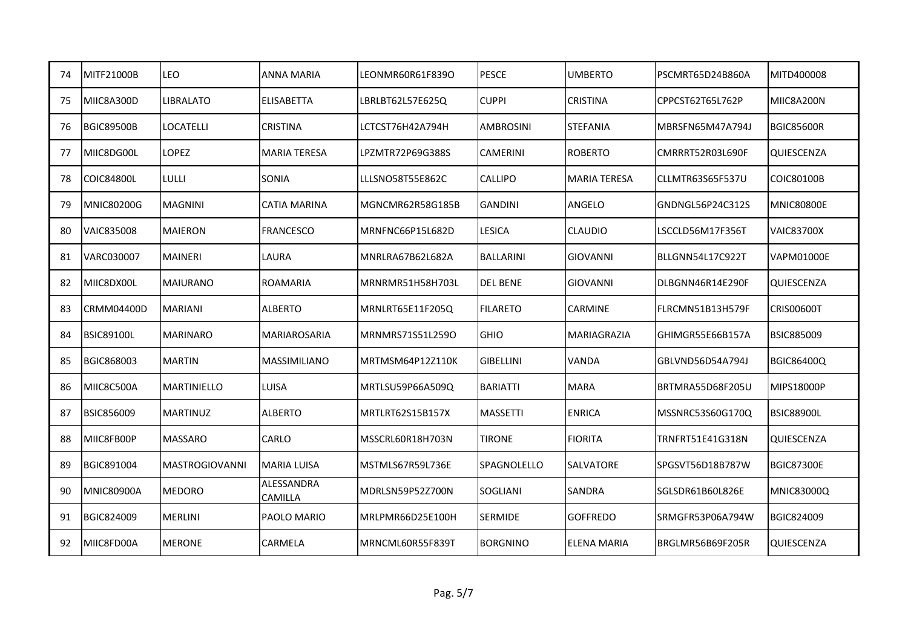| | | | | | | | | |
|---|---|---|---|---|---|---|---|---|
| 74 | MITF21000B | LEO | ANNA MARIA | LEONMR60R61F839O | PESCE | UMBERTO | PSCMRT65D24B860A | MITD400008 |
| 75 | MIIC8A300D | LIBRALATO | ELISABETTA | LBRLBT62L57E625Q | CUPPI | CRISTINA | CPPCST62T65L762P | MIIC8A200N |
| 76 | BGIC89500B | LOCATELLI | CRISTINA | LCTCST76H42A794H | AMBROSINI | STEFANIA | MBRSFN65M47A794J | BGIC85600R |
| 77 | MIIC8DG00L | LOPEZ | MARIA TERESA | LPZMTR72P69G388S | CAMERINI | ROBERTO | CMRRRT52R03L690F | QUIESCENZA |
| 78 | COIC84800L | LULLI | SONIA | LLLSNO58T55E862C | CALLIPO | MARIA TERESA | CLLMTR63S65F537U | COIC80100B |
| 79 | MNIC80200G | MAGNINI | CATIA MARINA | MGNCMR62R58G185B | GANDINI | ANGELO | GNDNGL56P24C312S | MNIC80800E |
| 80 | VAIC835008 | MAIERON | FRANCESCO | MRNFNC66P15L682D | LESICA | CLAUDIO | LSCCLD56M17F356T | VAIC83700X |
| 81 | VARC030007 | MAINERI | LAURA | MNRLRA67B62L682A | BALLARINI | GIOVANNI | BLLGNN54L17C922T | VAPM01000E |
| 82 | MIIC8DX00L | MAIURANO | ROAMARIA | MRNRMR51H58H703L | DEL BENE | GIOVANNI | DLBGNN46R14E290F | QUIESCENZA |
| 83 | CRMM04400D | MARIANI | ALBERTO | MRNLRT65E11F205Q | FILARETO | CARMINE | FLRCMN51B13H579F | CRIS00600T |
| 84 | BSIC89100L | MARINARO | MARIAROSARIA | MRNMRS71S51L259O | GHIO | MARIAGRAZIA | GHIMGR55E66B157A | BSIC885009 |
| 85 | BGIC868003 | MARTIN | MASSIMILIANO | MRTMSM64P12Z110K | GIBELLINI | VANDA | GBLVND56D54A794J | BGIC86400Q |
| 86 | MIIC8C500A | MARTINIELLO | LUISA | MRTLSU59P66A509Q | BARIATTI | MARA | BRTMRA55D68F205U | MIPS18000P |
| 87 | BSIC856009 | MARTINUZ | ALBERTO | MRTLRT62S15B157X | MASSETTI | ENRICA | MSSNRC53S60G170Q | BSIC88900L |
| 88 | MIIC8FB00P | MASSARO | CARLO | MSSCRL60R18H703N | TIRONE | FIORITA | TRNFRT51E41G318N | QUIESCENZA |
| 89 | BGIC891004 | MASTROGIOVANNI | MARIA LUISA | MSTMLS67R59L736E | SPAGNOLELLO | SALVATORE | SPGSVT56D18B787W | BGIC87300E |
| 90 | MNIC80900A | MEDORO | ALESSANDRA CAMILLA | MDRLSN59P52Z700N | SOGLIANI | SANDRA | SGLSDR61B60L826E | MNIC83000Q |
| 91 | BGIC824009 | MERLINI | PAOLO MARIO | MRLPMR66D25E100H | SERMIDE | GOFFREDO | SRMGFR53P06A794W | BGIC824009 |
| 92 | MIIC8FD00A | MERONE | CARMELA | MRNCML60R55F839T | BORGNINO | ELENA MARIA | BRGLMR56B69F205R | QUIESCENZA |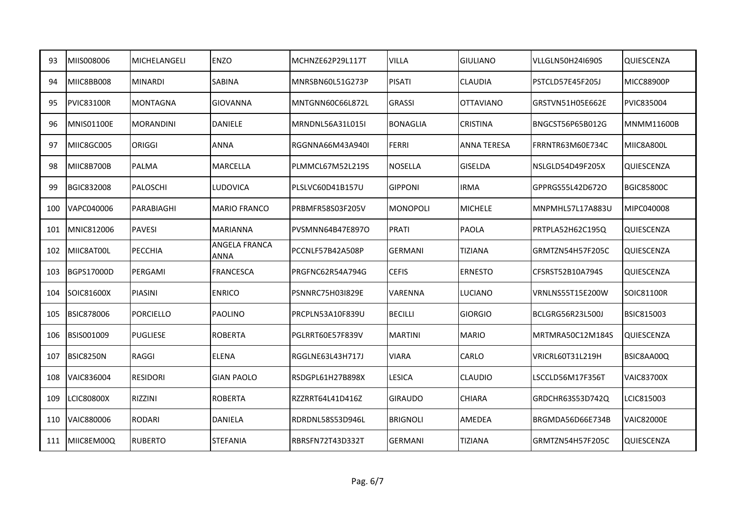| | | | | | | | | |
|---|---|---|---|---|---|---|---|---|
| 93 | MIIS008006 | MICHELANGELI | ENZO | MCHNZE62P29L117T | VILLA | GIULIANO | VLLGLN50H24I690S | QUIESCENZA |
| 94 | MIIC8BB008 | MINARDI | SABINA | MNRSBN60L51G273P | PISATI | CLAUDIA | PSTCLD57E45F205J | MICC88900P |
| 95 | PVIC83100R | MONTAGNA | GIOVANNA | MNTGNN60C66L872L | GRASSI | OTTAVIANO | GRSTVN51H05E662E | PVIC835004 |
| 96 | MNIS01100E | MORANDINI | DANIELE | MRNDNL56A31L015I | BONAGLIA | CRISTINA | BNGCST56P65B012G | MNMM11600B |
| 97 | MIIC8GC005 | ORIGGI | ANNA | RGGNNA66M43A940I | FERRI | ANNA TERESA | FRRNTR63M60E734C | MIIC8A800L |
| 98 | MIIC8B700B | PALMA | MARCELLA | PLMMCL67M52L219S | NOSELLA | GISELDA | NSLGLD54D49F205X | QUIESCENZA |
| 99 | BGIC832008 | PALOSCHI | LUDOVICA | PLSLVC60D41B157U | GIPPONI | IRMA | GPPRGS55L42D672O | BGIC85800C |
| 100 | VAPC040006 | PARABIAGHI | MARIO FRANCO | PRBMFR58S03F205V | MONOPOLI | MICHELE | MNPMHL57L17A883U | MIPC040008 |
| 101 | MNIC812006 | PAVESI | MARIANNA | PVSMNN64B47E897O | PRATI | PAOLA | PRTPLA52H62C195Q | QUIESCENZA |
| 102 | MIIC8AT00L | PECCHIA | ANGELA FRANCA ANNA | PCCNLF57B42A508P | GERMANI | TIZIANA | GRMTZN54H57F205C | QUIESCENZA |
| 103 | BGPS17000D | PERGAMI | FRANCESCA | PRGFNC62R54A794G | CEFIS | ERNESTO | CFSRST52B10A794S | QUIESCENZA |
| 104 | SOIC81600X | PIASINI | ENRICO | PSNNRC75H03I829E | VARENNA | LUCIANO | VRNLNS55T15E200W | SOIC81100R |
| 105 | BSIC878006 | PORCIELLO | PAOLINO | PRCPLN53A10F839U | BECILLI | GIORGIO | BCLGRG56R23L500J | BSIC815003 |
| 106 | BSIS001009 | PUGLIESE | ROBERTA | PGLRRT60E57F839V | MARTINI | MARIO | MRTMRA50C12M184S | QUIESCENZA |
| 107 | BSIC8250N | RAGGI | ELENA | RGGLNE63L43H717J | VIARA | CARLO | VRICRL60T31L219H | BSIC8AA00Q |
| 108 | VAIC836004 | RESIDORI | GIAN PAOLO | RSDGPL61H27B898X | LESICA | CLAUDIO | LSCCLD56M17F356T | VAIC83700X |
| 109 | LCIC80800X | RIZZINI | ROBERTA | RZZRRT64L41D416Z | GIRAUDO | CHIARA | GRDCHR63S53D742Q | LCIC815003 |
| 110 | VAIC880006 | RODARI | DANIELA | RDRDNL58S53D946L | BRIGNOLI | AMEDEA | BRGMDA56D66E734B | VAIC82000E |
| 111 | MIIC8EM00Q | RUBERTO | STEFANIA | RBRSFN72T43D332T | GERMANI | TIZIANA | GRMTZN54H57F205C | QUIESCENZA |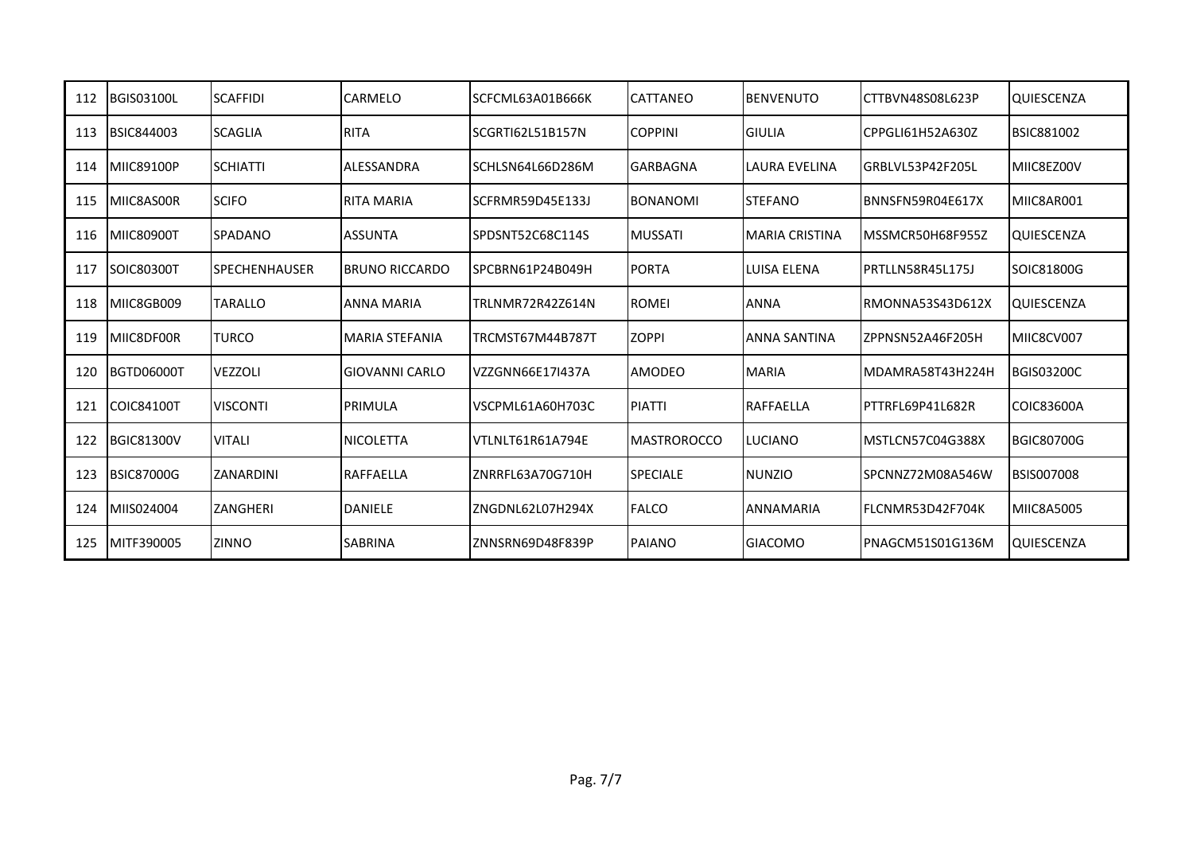| | | | | | | | | |
|---|---|---|---|---|---|---|---|---|
| 112 | BGIS03100L | SCAFFIDI | CARMELO | SCFCML63A01B666K | CATTANEO | BENVENUTO | CTTBVN48S08L623P | QUIESCENZA |
| 113 | BSIC844003 | SCAGLIA | RITA | SCGRTI62L51B157N | COPPINI | GIULIA | CPPGLI61H52A630Z | BSIC881002 |
| 114 | MIIC89100P | SCHIATTI | ALESSANDRA | SCHLSN64L66D286M | GARBAGNA | LAURA EVELINA | GRBLVL53P42F205L | MIIC8EZ00V |
| 115 | MIIC8AS00R | SCIFO | RITA MARIA | SCFRMR59D45E133J | BONANOMI | STEFANO | BNNSFN59R04E617X | MIIC8AR001 |
| 116 | MIIC80900T | SPADANO | ASSUNTA | SPDSNT52C68C114S | MUSSATI | MARIA CRISTINA | MSSMCR50H68F955Z | QUIESCENZA |
| 117 | SOIC80300T | SPECHENHAUSER | BRUNO RICCARDO | SPCBRN61P24B049H | PORTA | LUISA ELENA | PRTLLN58R45L175J | SOIC81800G |
| 118 | MIIC8GB009 | TARALLO | ANNA MARIA | TRLNMR72R42Z614N | ROMEI | ANNA | RMONNA53S43D612X | QUIESCENZA |
| 119 | MIIC8DF00R | TURCO | MARIA STEFANIA | TRCMST67M44B787T | ZOPPI | ANNA SANTINA | ZPPNSN52A46F205H | MIIC8CV007 |
| 120 | BGTD06000T | VEZZOLI | GIOVANNI CARLO | VZZGNN66E17I437A | AMODEO | MARIA | MDAMRA58T43H224H | BGIS03200C |
| 121 | COIC84100T | VISCONTI | PRIMULA | VSCPML61A60H703C | PIATTI | RAFFAELLA | PTTRFL69P41L682R | COIC83600A |
| 122 | BGIC81300V | VITALI | NICOLETTA | VTLNLT61R61A794E | MASTROROCCO | LUCIANO | MSTLCN57C04G388X | BGIC80700G |
| 123 | BSIC87000G | ZANARDINI | RAFFAELLA | ZNRRFL63A70G710H | SPECIALE | NUNZIO | SPCNNZ72M08A546W | BSIS007008 |
| 124 | MIIS024004 | ZANGHERI | DANIELE | ZNGDNL62L07H294X | FALCO | ANNAMARIA | FLCNMR53D42F704K | MIIC8A5005 |
| 125 | MITF390005 | ZINNO | SABRINA | ZNNSRN69D48F839P | PAIANO | GIACOMO | PNAGCM51S01G136M | QUIESCENZA |